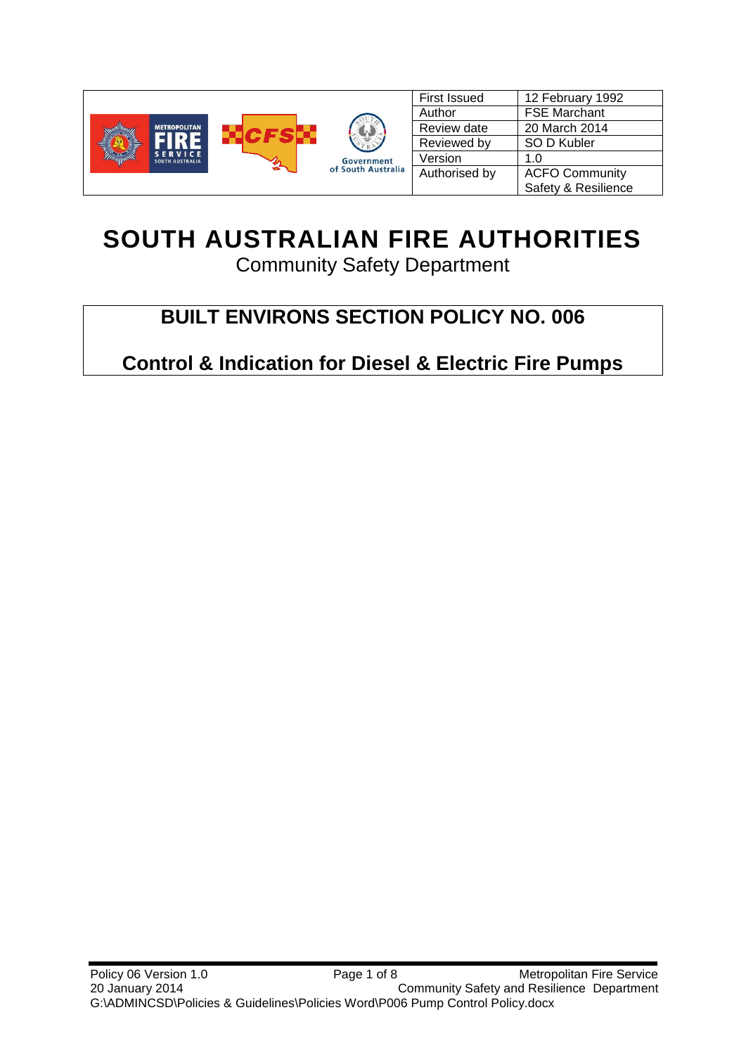| | |
|---|---|
| First Issued | 12 February 1992 |
| Author | FSE Marchant |
| Review date | 20 March 2014 |
| Reviewed by | SO D Kubler |
| Version | 1.0 |
| Authorised by | ACFO Community Safety & Resilience |

# SOUTH AUSTRALIAN FIRE AUTHORITIES

Community Safety Department

## BUILT ENVIRONS SECTION POLICY NO. 006

## Control & Indication for Diesel & Electric Fire Pumps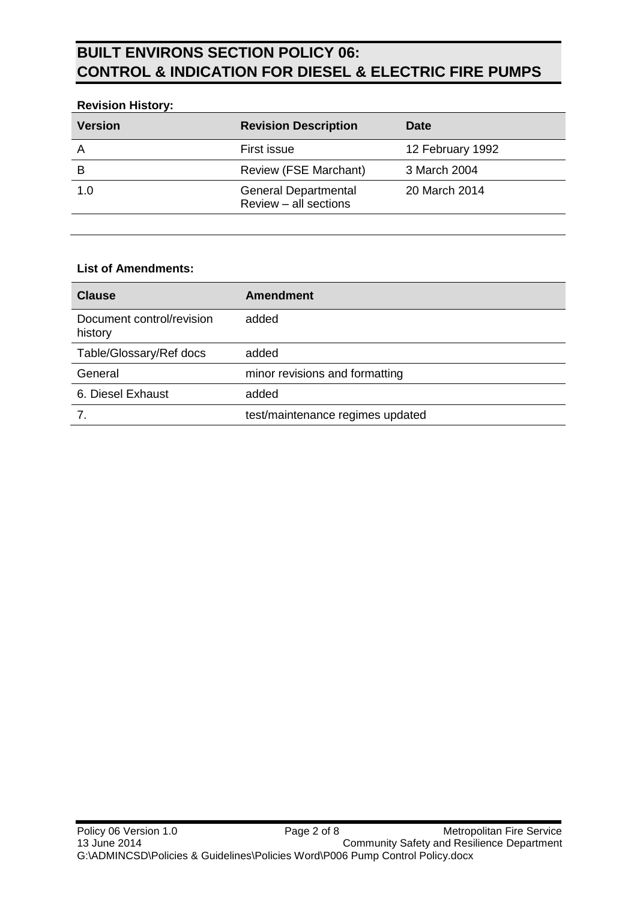# BUILT ENVIRONS SECTION POLICY 06: CONTROL & INDICATION FOR DIESEL & ELECTRIC FIRE PUMPS

**Revision History:**

| Version | Revision Description | Date |
|---|---|---|
| A | First issue | 12 February 1992 |
| B | Review (FSE Marchant) | 3 March 2004 |
| 1.0 | General Departmental Review – all sections | 20 March 2014 |
| | | |

**List of Amendments:**

| Clause | Amendment |
|---|---|
| Document control/revision history | added |
| Table/Glossary/Ref docs | added |
| General | minor revisions and formatting |
| 6. Diesel Exhaust | added |
| 7. | test/maintenance regimes updated |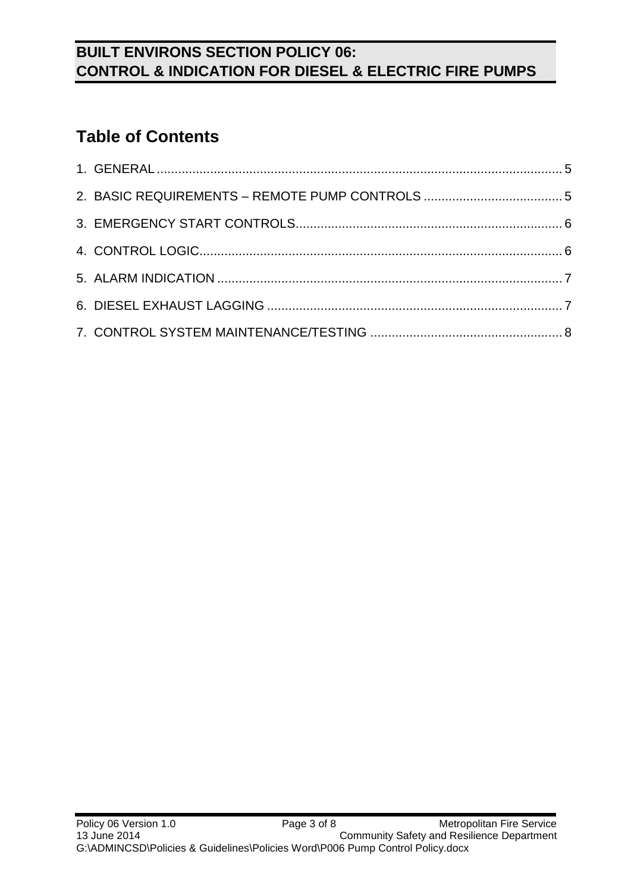# Table of Contents

1. GENERAL ............................................................................................................. 5
2. BASIC REQUIREMENTS – REMOTE PUMP CONTROLS ....................................... 5
3. EMERGENCY START CONTROLS.......................................................................... 6
4. CONTROL LOGIC.................................................................................................... 6
5. ALARM INDICATION ............................................................................................... 7
6. DIESEL EXHAUST LAGGING .................................................................................. 7
7. CONTROL SYSTEM MAINTENANCE/TESTING ...................................................... 8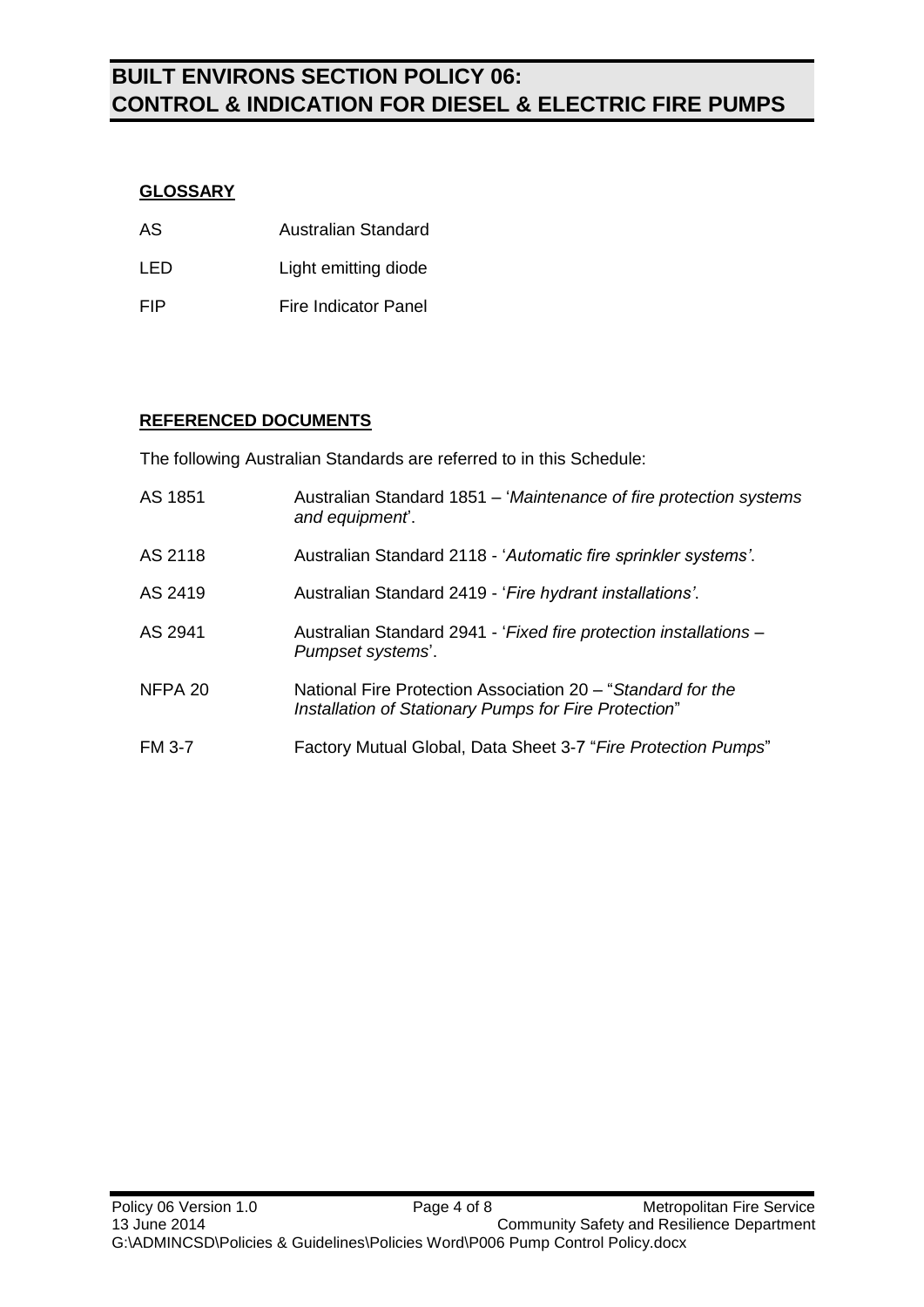# BUILT ENVIRONS SECTION POLICY 06: CONTROL & INDICATION FOR DIESEL & ELECTRIC FIRE PUMPS

## GLOSSARY

| | |
|---|---|
| AS | Australian Standard |
| LED | Light emitting diode |
| FIP | Fire Indicator Panel |

## REFERENCED DOCUMENTS

The following Australian Standards are referred to in this Schedule:

| | |
|---|---|
| AS 1851 | Australian Standard 1851 – '*Maintenance of fire protection systems and equipment*'. |
| AS 2118 | Australian Standard 2118 - '*Automatic fire sprinkler systems'*. |
| AS 2419 | Australian Standard 2419 - '*Fire hydrant installations'*. |
| AS 2941 | Australian Standard 2941 - '*Fixed fire protection installations – Pumpset systems*'. |
| NFPA 20 | National Fire Protection Association 20 – "*Standard for the Installation of Stationary Pumps for Fire Protection*" |
| FM 3-7 | Factory Mutual Global, Data Sheet 3-7 "*Fire Protection Pumps*" |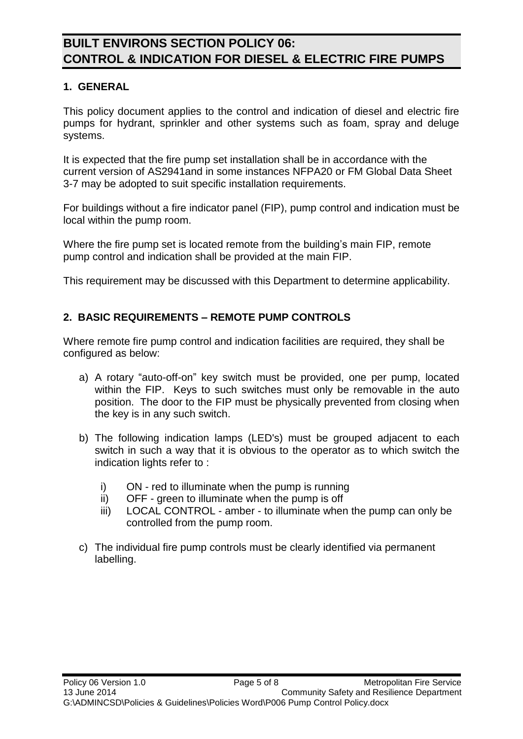# BUILT ENVIRONS SECTION POLICY 06: CONTROL & INDICATION FOR DIESEL & ELECTRIC FIRE PUMPS

## 1. GENERAL

This policy document applies to the control and indication of diesel and electric fire pumps for hydrant, sprinkler and other systems such as foam, spray and deluge systems.

It is expected that the fire pump set installation shall be in accordance with the current version of AS2941and in some instances NFPA20 or FM Global Data Sheet 3-7 may be adopted to suit specific installation requirements.

For buildings without a fire indicator panel (FIP), pump control and indication must be local within the pump room.

Where the fire pump set is located remote from the building's main FIP, remote pump control and indication shall be provided at the main FIP.

This requirement may be discussed with this Department to determine applicability.

## 2. BASIC REQUIREMENTS – REMOTE PUMP CONTROLS

Where remote fire pump control and indication facilities are required, they shall be configured as below:

a) A rotary "auto-off-on" key switch must be provided, one per pump, located within the FIP. Keys to such switches must only be removable in the auto position. The door to the FIP must be physically prevented from closing when the key is in any such switch.

b) The following indication lamps (LED's) must be grouped adjacent to each switch in such a way that it is obvious to the operator as to which switch the indication lights refer to :

   i) ON - red to illuminate when the pump is running
   ii) OFF - green to illuminate when the pump is off
   iii) LOCAL CONTROL - amber - to illuminate when the pump can only be controlled from the pump room.

c) The individual fire pump controls must be clearly identified via permanent labelling.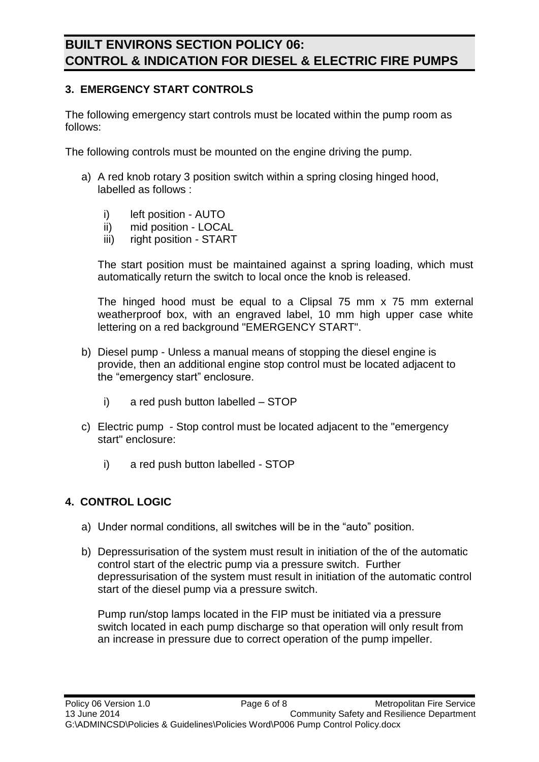## 3. EMERGENCY START CONTROLS

The following emergency start controls must be located within the pump room as follows:

The following controls must be mounted on the engine driving the pump.

a) A red knob rotary 3 position switch within a spring closing hinged hood, labelled as follows :

   i) left position - AUTO
   ii) mid position - LOCAL
   iii) right position - START

   The start position must be maintained against a spring loading, which must automatically return the switch to local once the knob is released.

   The hinged hood must be equal to a Clipsal 75 mm x 75 mm external weatherproof box, with an engraved label, 10 mm high upper case white lettering on a red background "EMERGENCY START".

b) Diesel pump - Unless a manual means of stopping the diesel engine is provide, then an additional engine stop control must be located adjacent to the “emergency start” enclosure.

   i) a red push button labelled – STOP

c) Electric pump - Stop control must be located adjacent to the "emergency start" enclosure:

   i) a red push button labelled - STOP

## 4. CONTROL LOGIC

a) Under normal conditions, all switches will be in the “auto” position.

b) Depressurisation of the system must result in initiation of the of the automatic control start of the electric pump via a pressure switch. Further depressurisation of the system must result in initiation of the automatic control start of the diesel pump via a pressure switch.

   Pump run/stop lamps located in the FIP must be initiated via a pressure switch located in each pump discharge so that operation will only result from an increase in pressure due to correct operation of the pump impeller.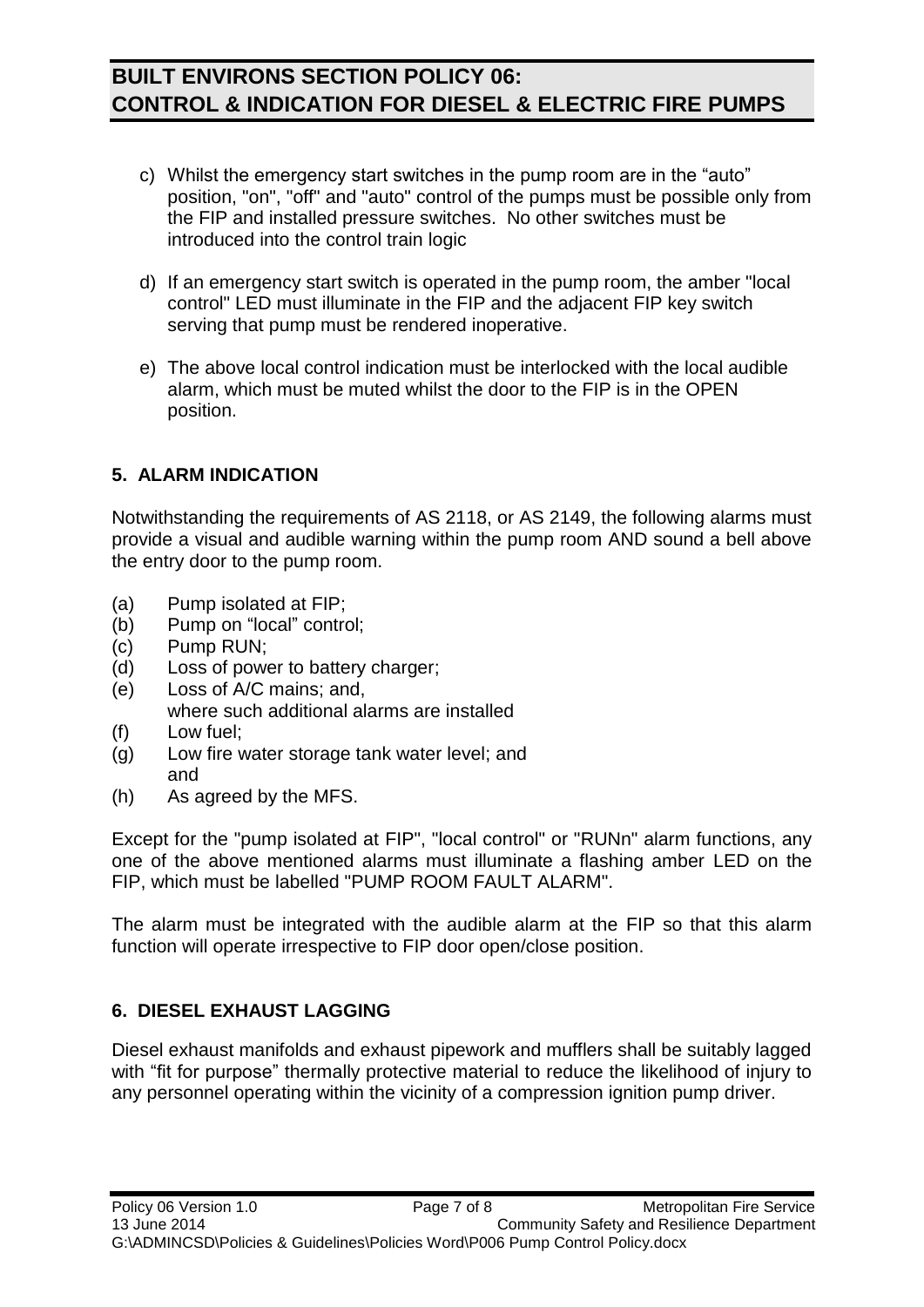c) Whilst the emergency start switches in the pump room are in the “auto” position, "on", "off" and "auto" control of the pumps must be possible only from the FIP and installed pressure switches. No other switches must be introduced into the control train logic

d) If an emergency start switch is operated in the pump room, the amber "local control" LED must illuminate in the FIP and the adjacent FIP key switch serving that pump must be rendered inoperative.

e) The above local control indication must be interlocked with the local audible alarm, which must be muted whilst the door to the FIP is in the OPEN position.

## 5. ALARM INDICATION

Notwithstanding the requirements of AS 2118, or AS 2149, the following alarms must provide a visual and audible warning within the pump room AND sound a bell above the entry door to the pump room.

(a) Pump isolated at FIP;
(b) Pump on “local” control;
(c) Pump RUN;
(d) Loss of power to battery charger;
(e) Loss of A/C mains; and,
    where such additional alarms are installed
(f) Low fuel;
(g) Low fire water storage tank water level; and
    and
(h) As agreed by the MFS.

Except for the "pump isolated at FIP", "local control" or "RUNn" alarm functions, any one of the above mentioned alarms must illuminate a flashing amber LED on the FIP, which must be labelled "PUMP ROOM FAULT ALARM".

The alarm must be integrated with the audible alarm at the FIP so that this alarm function will operate irrespective to FIP door open/close position.

## 6. DIESEL EXHAUST LAGGING

Diesel exhaust manifolds and exhaust pipework and mufflers shall be suitably lagged with “fit for purpose” thermally protective material to reduce the likelihood of injury to any personnel operating within the vicinity of a compression ignition pump driver.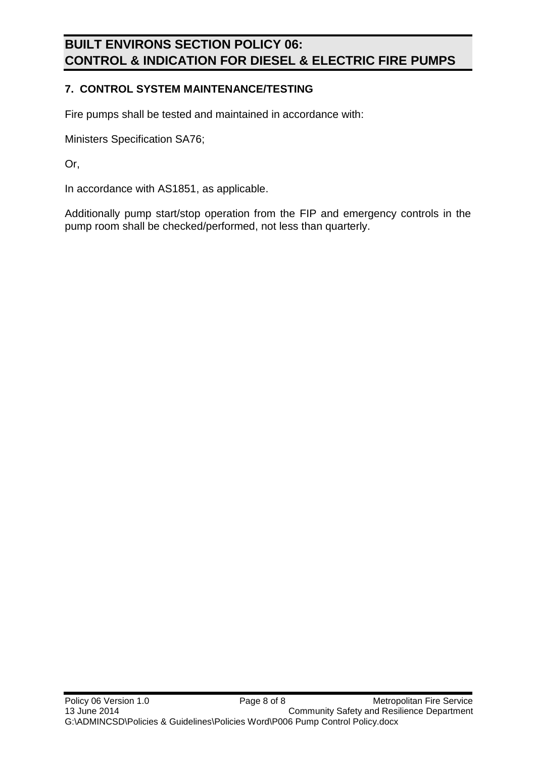## 7. CONTROL SYSTEM MAINTENANCE/TESTING

Fire pumps shall be tested and maintained in accordance with:

Ministers Specification SA76;

Or,

In accordance with AS1851, as applicable.

Additionally pump start/stop operation from the FIP and emergency controls in the pump room shall be checked/performed, not less than quarterly.